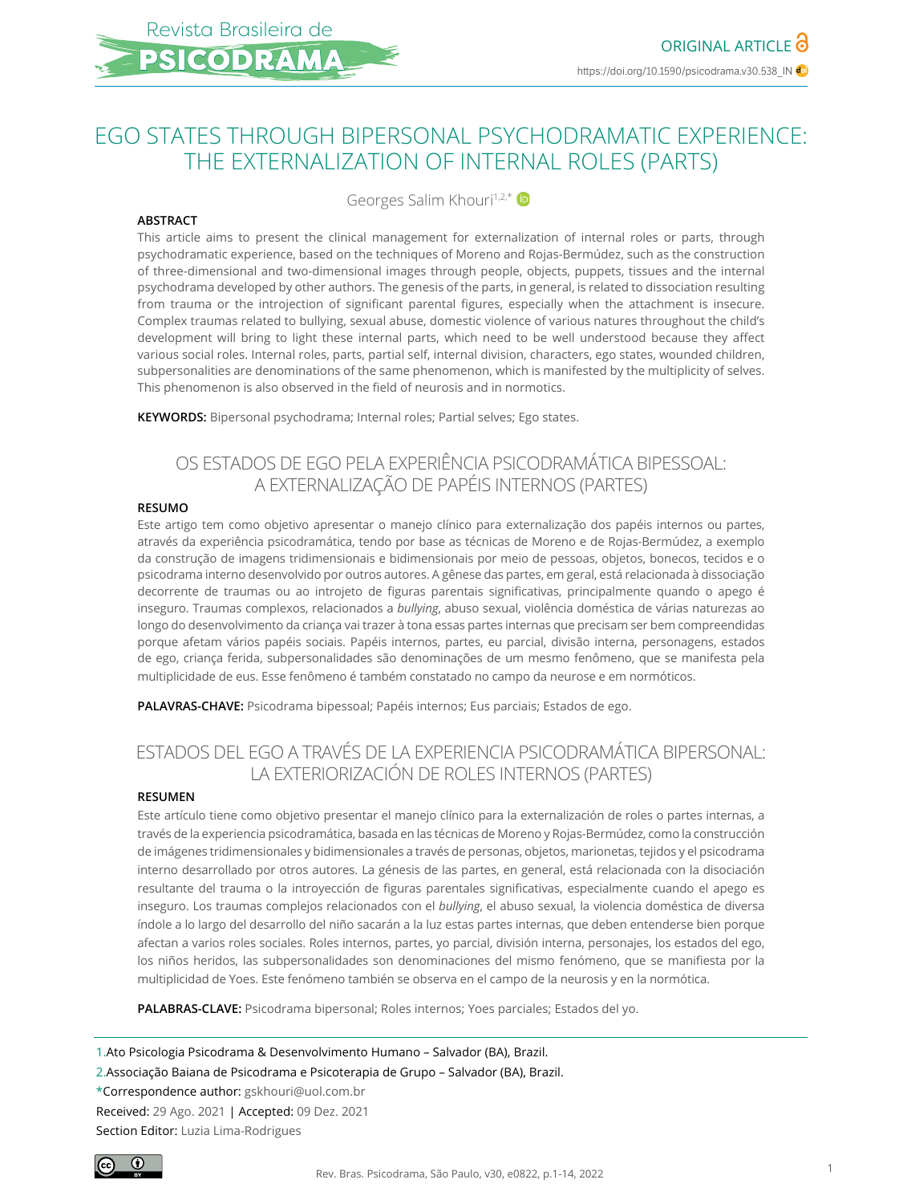ORIGINAL ARTICLE

https://doi.org/10.1590/psicodrama.v30.538_IN

# EGO STATES THROUGH BIPERSONAL PSYCHODRAMATIC EXPERIENCE: THE EXTERNALIZATION OF INTERNAL ROLES (PARTS)

Georges Salim Khouri[1,2,*]

**ABSTRACT**

This article aims to present the clinical management for externalization of internal roles or parts, through psychodramatic experience, based on the techniques of Moreno and Rojas-Bermúdez, such as the construction of three-dimensional and two-dimensional images through people, objects, puppets, tissues and the internal psychodrama developed by other authors. The genesis of the parts, in general, is related to dissociation resulting from trauma or the introjection of significant parental figures, especially when the attachment is insecure. Complex traumas related to bullying, sexual abuse, domestic violence of various natures throughout the child's development will bring to light these internal parts, which need to be well understood because they affect various social roles. Internal roles, parts, partial self, internal division, characters, ego states, wounded children, subpersonalities are denominations of the same phenomenon, which is manifested by the multiplicity of selves. This phenomenon is also observed in the field of neurosis and in normotics.

**KEYWORDS:** Bipersonal psychodrama; Internal roles; Partial selves; Ego states.

## OS ESTADOS DE EGO PELA EXPERIÊNCIA PSICODRAMÁTICA BIPESSOAL: A EXTERNALIZAÇÃO DE PAPÉIS INTERNOS (PARTES)

**RESUMO**

Este artigo tem como objetivo apresentar o manejo clínico para externalização dos papéis internos ou partes, através da experiência psicodramática, tendo por base as técnicas de Moreno e de Rojas-Bermúdez, a exemplo da construção de imagens tridimensionais e bidimensionais por meio de pessoas, objetos, bonecos, tecidos e o psicodrama interno desenvolvido por outros autores. A gênese das partes, em geral, está relacionada à dissociação decorrente de traumas ou ao introjeto de figuras parentais significativas, principalmente quando o apego é inseguro. Traumas complexos, relacionados a *bullying*, abuso sexual, violência doméstica de várias naturezas ao longo do desenvolvimento da criança vai trazer à tona essas partes internas que precisam ser bem compreendidas porque afetam vários papéis sociais. Papéis internos, partes, eu parcial, divisão interna, personagens, estados de ego, criança ferida, subpersonalidades são denominações de um mesmo fenômeno, que se manifesta pela multiplicidade de eus. Esse fenômeno é também constatado no campo da neurose e em normóticos.

**PALAVRAS-CHAVE:** Psicodrama bipessoal; Papéis internos; Eus parciais; Estados de ego.

## ESTADOS DEL EGO A TRAVÉS DE LA EXPERIENCIA PSICODRAMÁTICA BIPERSONAL: LA EXTERIORIZACIÓN DE ROLES INTERNOS (PARTES)

**RESUMEN**

Este artículo tiene como objetivo presentar el manejo clínico para la externalización de roles o partes internas, a través de la experiencia psicodramática, basada en las técnicas de Moreno y Rojas-Bermúdez, como la construcción de imágenes tridimensionales y bidimensionales a través de personas, objetos, marionetas, tejidos y el psicodrama interno desarrollado por otros autores. La génesis de las partes, en general, está relacionada con la disociación resultante del trauma o la introyección de figuras parentales significativas, especialmente cuando el apego es inseguro. Los traumas complejos relacionados con el *bullying*, el abuso sexual, la violencia doméstica de diversa índole a lo largo del desarrollo del niño sacarán a la luz estas partes internas, que deben entenderse bien porque afectan a varios roles sociales. Roles internos, partes, yo parcial, división interna, personajes, los estados del ego, los niños heridos, las subpersonalidades son denominaciones del mismo fenómeno, que se manifiesta por la multiplicidad de Yoes. Este fenómeno también se observa en el campo de la neurosis y en la normótica.

**PALABRAS-CLAVE:** Psicodrama bipersonal; Roles internos; Yoes parciales; Estados del yo.

1.Ato Psicologia Psicodrama & Desenvolvimento Humano – Salvador (BA), Brazil.

2.Associação Baiana de Psicodrama e Psicoterapia de Grupo – Salvador (BA), Brazil.

*Correspondence author: gskhouri@uol.com.br

Received: 29 Ago. 2021 | Accepted: 09 Dez. 2021

Section Editor: Luzia Lima-Rodrigues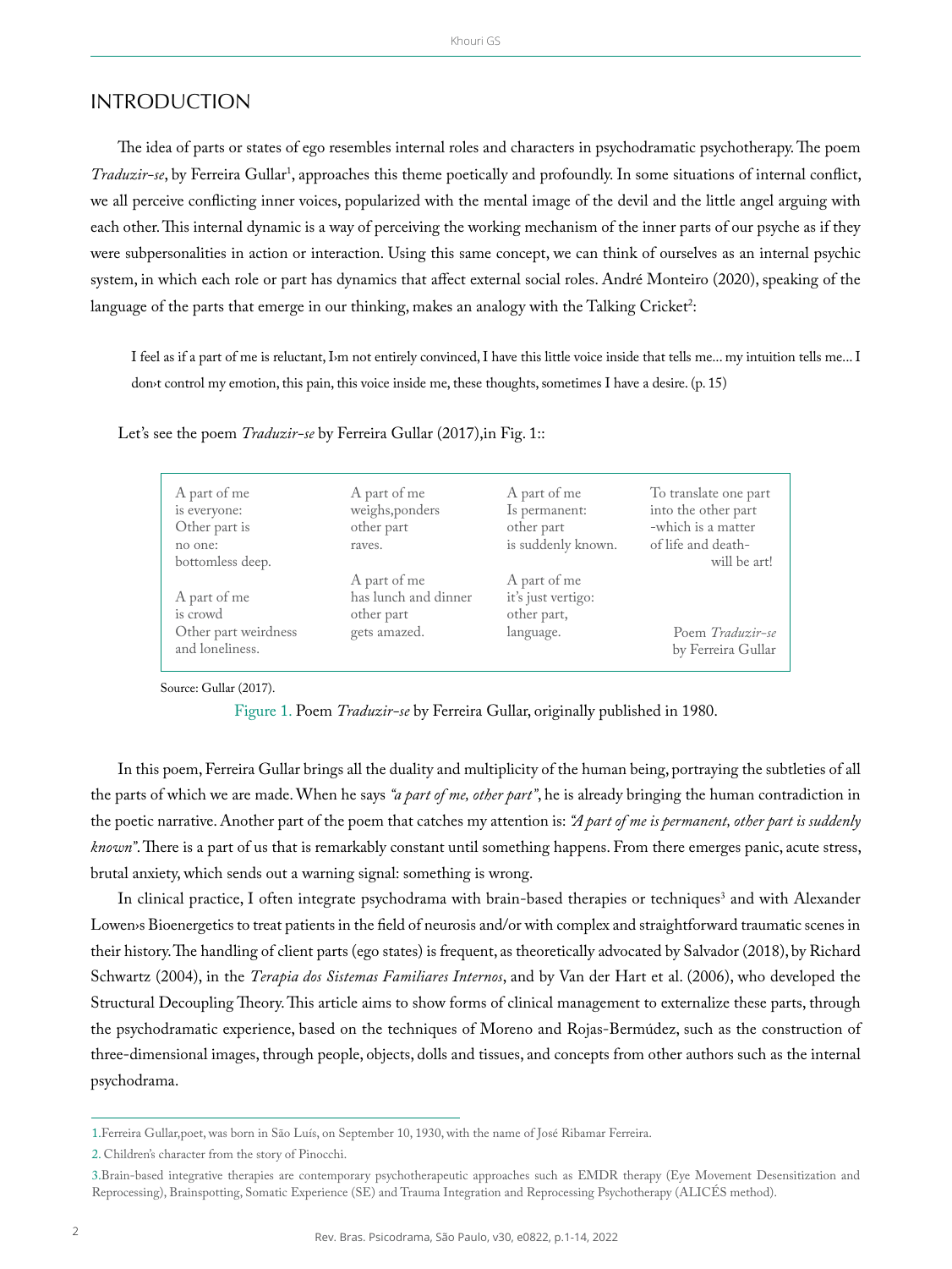## INTRODUCTION

The idea of parts or states of ego resembles internal roles and characters in psychodramatic psychotherapy. The poem *Traduzir-se*, by Ferreira Gullar[1], approaches this theme poetically and profoundly. In some situations of internal conflict, we all perceive conflicting inner voices, popularized with the mental image of the devil and the little angel arguing with each other. This internal dynamic is a way of perceiving the working mechanism of the inner parts of our psyche as if they were subpersonalities in action or interaction. Using this same concept, we can think of ourselves as an internal psychic system, in which each role or part has dynamics that affect external social roles. André Monteiro (2020), speaking of the language of the parts that emerge in our thinking, makes an analogy with the Talking Cricket[2]:

> I feel as if a part of me is reluctant, I›m not entirely convinced, I have this little voice inside that tells me... my intuition tells me... I don›t control my emotion, this pain, this voice inside me, these thoughts, sometimes I have a desire. (p. 15)

Let's see the poem *Traduzir-se* by Ferreira Gullar (2017),in Fig. 1::

| | | | |
|---|---|---|---|
| A part of me<br>is everyone:<br>Other part is<br>no one:<br>bottomless deep. | A part of me<br>weighs,ponders<br>other part<br>raves. | A part of me<br>Is permanent:<br>other part<br>is suddenly known. | To translate one part<br>into the other part<br>-which is a matter<br>of life and death-<br>will be art! |
| A part of me<br>is crowd<br>Other part weirdness<br>and loneliness. | A part of me<br>has lunch and dinner<br>other part<br>gets amazed. | A part of me<br>it's just vertigo:<br>other part,<br>language. | Poem *Traduzir-se*<br>by Ferreira Gullar |

Source: Gullar (2017).

Figure 1. Poem *Traduzir-se* by Ferreira Gullar, originally published in 1980.

In this poem, Ferreira Gullar brings all the duality and multiplicity of the human being, portraying the subtleties of all the parts of which we are made. When he says *"a part of me, other part"*, he is already bringing the human contradiction in the poetic narrative. Another part of the poem that catches my attention is: *"A part of me is permanent, other part is suddenly known"*. There is a part of us that is remarkably constant until something happens. From there emerges panic, acute stress, brutal anxiety, which sends out a warning signal: something is wrong.

In clinical practice, I often integrate psychodrama with brain-based therapies or techniques[3] and with Alexander Lowen›s Bioenergetics to treat patients in the field of neurosis and/or with complex and straightforward traumatic scenes in their history. The handling of client parts (ego states) is frequent, as theoretically advocated by Salvador (2018), by Richard Schwartz (2004), in the *Terapia dos Sistemas Familiares Internos*, and by Van der Hart et al. (2006), who developed the Structural Decoupling Theory. This article aims to show forms of clinical management to externalize these parts, through the psychodramatic experience, based on the techniques of Moreno and Rojas-Bermúdez, such as the construction of three-dimensional images, through people, objects, dolls and tissues, and concepts from other authors such as the internal psychodrama.

---

1. Ferreira Gullar,poet, was born in São Luís, on September 10, 1930, with the name of José Ribamar Ferreira.

2. Children's character from the story of Pinocchi.

3. Brain-based integrative therapies are contemporary psychotherapeutic approaches such as EMDR therapy (Eye Movement Desensitization and Reprocessing), Brainspotting, Somatic Experience (SE) and Trauma Integration and Reprocessing Psychotherapy (ALICÉS method).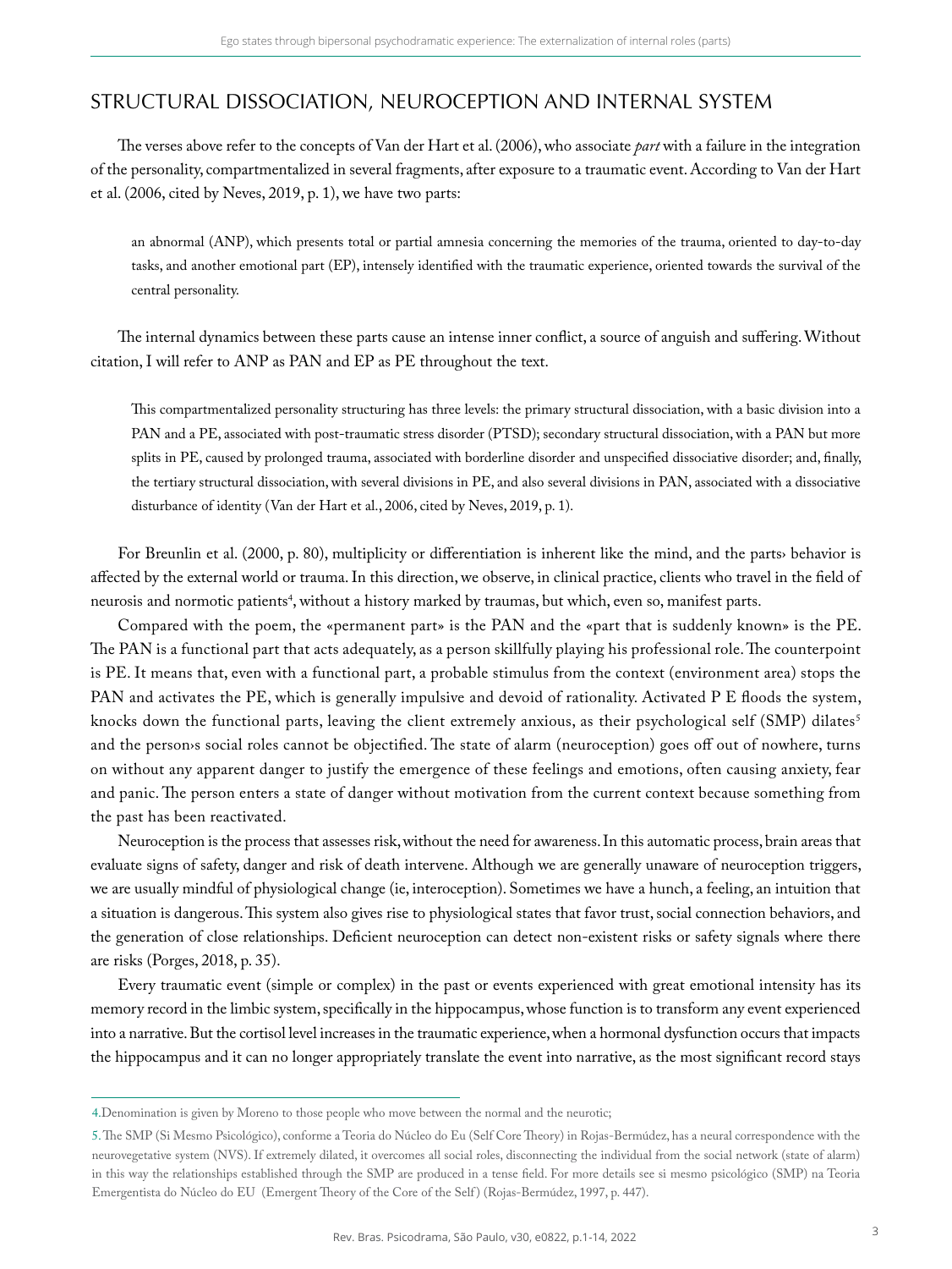## STRUCTURAL DISSOCIATION, NEUROCEPTION AND INTERNAL SYSTEM

The verses above refer to the concepts of Van der Hart et al. (2006), who associate *part* with a failure in the integration of the personality, compartmentalized in several fragments, after exposure to a traumatic event. According to Van der Hart et al. (2006, cited by Neves, 2019, p. 1), we have two parts:

> an abnormal (ANP), which presents total or partial amnesia concerning the memories of the trauma, oriented to day-to-day tasks, and another emotional part (EP), intensely identified with the traumatic experience, oriented towards the survival of the central personality.

The internal dynamics between these parts cause an intense inner conflict, a source of anguish and suffering. Without citation, I will refer to ANP as PAN and EP as PE throughout the text.

> This compartmentalized personality structuring has three levels: the primary structural dissociation, with a basic division into a PAN and a PE, associated with post-traumatic stress disorder (PTSD); secondary structural dissociation, with a PAN but more splits in PE, caused by prolonged trauma, associated with borderline disorder and unspecified dissociative disorder; and, finally, the tertiary structural dissociation, with several divisions in PE, and also several divisions in PAN, associated with a dissociative disturbance of identity (Van der Hart et al., 2006, cited by Neves, 2019, p. 1).

For Breunlin et al. (2000, p. 80), multiplicity or differentiation is inherent like the mind, and the parts› behavior is affected by the external world or trauma. In this direction, we observe, in clinical practice, clients who travel in the field of neurosis and normotic patients[4], without a history marked by traumas, but which, even so, manifest parts.

Compared with the poem, the «permanent part» is the PAN and the «part that is suddenly known» is the PE. The PAN is a functional part that acts adequately, as a person skillfully playing his professional role. The counterpoint is PE. It means that, even with a functional part, a probable stimulus from the context (environment area) stops the PAN and activates the PE, which is generally impulsive and devoid of rationality. Activated P E floods the system, knocks down the functional parts, leaving the client extremely anxious, as their psychological self (SMP) dilates[5] and the person›s social roles cannot be objectified. The state of alarm (neuroception) goes off out of nowhere, turns on without any apparent danger to justify the emergence of these feelings and emotions, often causing anxiety, fear and panic. The person enters a state of danger without motivation from the current context because something from the past has been reactivated.

Neuroception is the process that assesses risk, without the need for awareness. In this automatic process, brain areas that evaluate signs of safety, danger and risk of death intervene. Although we are generally unaware of neuroception triggers, we are usually mindful of physiological change (ie, interoception). Sometimes we have a hunch, a feeling, an intuition that a situation is dangerous. This system also gives rise to physiological states that favor trust, social connection behaviors, and the generation of close relationships. Deficient neuroception can detect non-existent risks or safety signals where there are risks (Porges, 2018, p. 35).

Every traumatic event (simple or complex) in the past or events experienced with great emotional intensity has its memory record in the limbic system, specifically in the hippocampus, whose function is to transform any event experienced into a narrative. But the cortisol level increases in the traumatic experience, when a hormonal dysfunction occurs that impacts the hippocampus and it can no longer appropriately translate the event into narrative, as the most significant record stays

---

4. Denomination is given by Moreno to those people who move between the normal and the neurotic;

5. The SMP (Si Mesmo Psicológico), conforme a Teoria do Núcleo do Eu (Self Core Theory) in Rojas-Bermúdez, has a neural correspondence with the neurovegetative system (NVS). If extremely dilated, it overcomes all social roles, disconnecting the individual from the social network (state of alarm) in this way the relationships established through the SMP are produced in a tense field. For more details see si mesmo psicológico (SMP) na Teoria Emergentista do Núcleo do EU (Emergent Theory of the Core of the Self) (Rojas-Bermúdez, 1997, p. 447).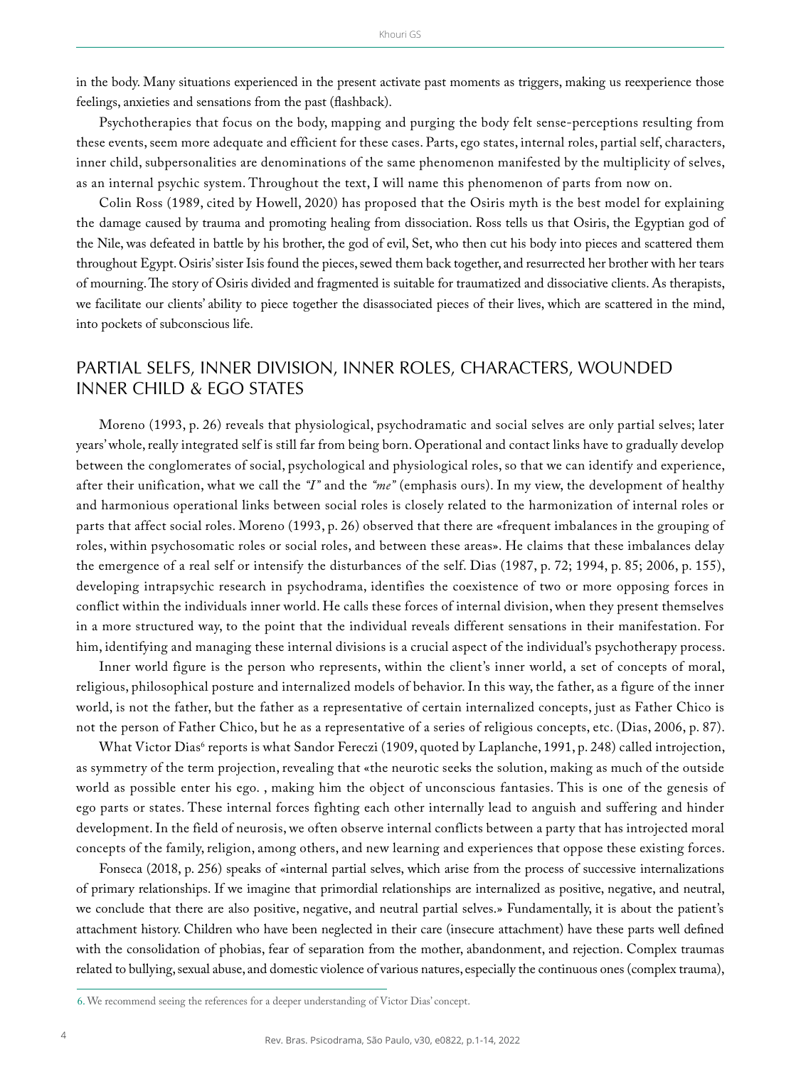in the body. Many situations experienced in the present activate past moments as triggers, making us reexperience those feelings, anxieties and sensations from the past (flashback).

Psychotherapies that focus on the body, mapping and purging the body felt sense-perceptions resulting from these events, seem more adequate and efficient for these cases. Parts, ego states, internal roles, partial self, characters, inner child, subpersonalities are denominations of the same phenomenon manifested by the multiplicity of selves, as an internal psychic system. Throughout the text, I will name this phenomenon of parts from now on.

Colin Ross (1989, cited by Howell, 2020) has proposed that the Osiris myth is the best model for explaining the damage caused by trauma and promoting healing from dissociation. Ross tells us that Osiris, the Egyptian god of the Nile, was defeated in battle by his brother, the god of evil, Set, who then cut his body into pieces and scattered them throughout Egypt. Osiris' sister Isis found the pieces, sewed them back together, and resurrected her brother with her tears of mourning. The story of Osiris divided and fragmented is suitable for traumatized and dissociative clients. As therapists, we facilitate our clients' ability to piece together the disassociated pieces of their lives, which are scattered in the mind, into pockets of subconscious life.

## PARTIAL SELFS, INNER DIVISION, INNER ROLES, CHARACTERS, WOUNDED INNER CHILD & EGO STATES

Moreno (1993, p. 26) reveals that physiological, psychodramatic and social selves are only partial selves; later years' whole, really integrated self is still far from being born. Operational and contact links have to gradually develop between the conglomerates of social, psychological and physiological roles, so that we can identify and experience, after their unification, what we call the *"I"* and the *"me"* (emphasis ours). In my view, the development of healthy and harmonious operational links between social roles is closely related to the harmonization of internal roles or parts that affect social roles. Moreno (1993, p. 26) observed that there are «frequent imbalances in the grouping of roles, within psychosomatic roles or social roles, and between these areas». He claims that these imbalances delay the emergence of a real self or intensify the disturbances of the self. Dias (1987, p. 72; 1994, p. 85; 2006, p. 155), developing intrapsychic research in psychodrama, identifies the coexistence of two or more opposing forces in conflict within the individuals inner world. He calls these forces of internal division, when they present themselves in a more structured way, to the point that the individual reveals different sensations in their manifestation. For him, identifying and managing these internal divisions is a crucial aspect of the individual's psychotherapy process.

Inner world figure is the person who represents, within the client's inner world, a set of concepts of moral, religious, philosophical posture and internalized models of behavior. In this way, the father, as a figure of the inner world, is not the father, but the father as a representative of certain internalized concepts, just as Father Chico is not the person of Father Chico, but he as a representative of a series of religious concepts, etc. (Dias, 2006, p. 87).

What Victor Dias[6] reports is what Sandor Fereczi (1909, quoted by Laplanche, 1991, p. 248) called introjection, as symmetry of the term projection, revealing that «the neurotic seeks the solution, making as much of the outside world as possible enter his ego. , making him the object of unconscious fantasies. This is one of the genesis of ego parts or states. These internal forces fighting each other internally lead to anguish and suffering and hinder development. In the field of neurosis, we often observe internal conflicts between a party that has introjected moral concepts of the family, religion, among others, and new learning and experiences that oppose these existing forces.

Fonseca (2018, p. 256) speaks of «internal partial selves, which arise from the process of successive internalizations of primary relationships. If we imagine that primordial relationships are internalized as positive, negative, and neutral, we conclude that there are also positive, negative, and neutral partial selves.» Fundamentally, it is about the patient's attachment history. Children who have been neglected in their care (insecure attachment) have these parts well defined with the consolidation of phobias, fear of separation from the mother, abandonment, and rejection. Complex traumas related to bullying, sexual abuse, and domestic violence of various natures, especially the continuous ones (complex trauma),

---

6. We recommend seeing the references for a deeper understanding of Victor Dias' concept.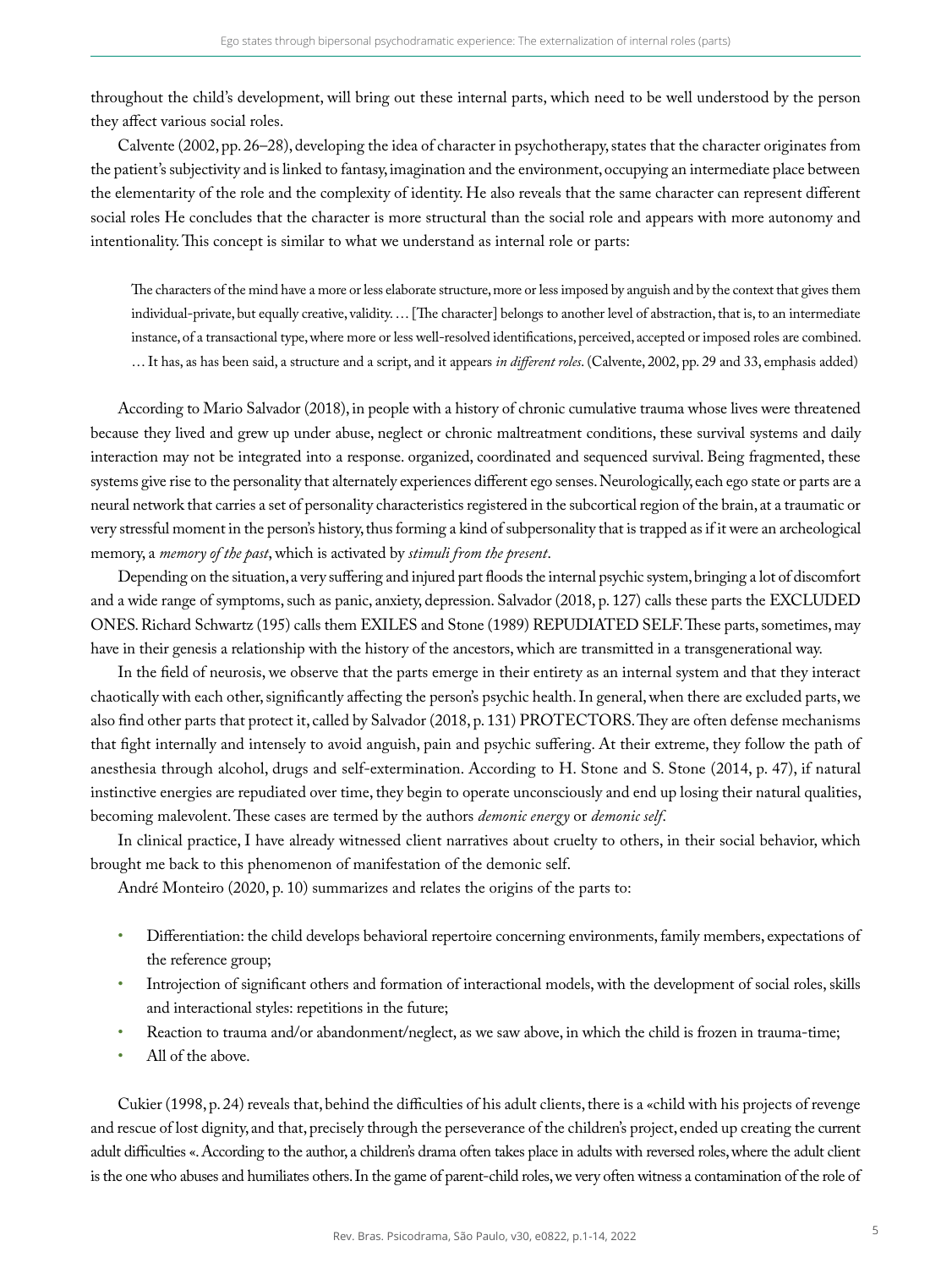throughout the child's development, will bring out these internal parts, which need to be well understood by the person they affect various social roles.

Calvente (2002, pp. 26–28), developing the idea of character in psychotherapy, states that the character originates from the patient's subjectivity and is linked to fantasy, imagination and the environment, occupying an intermediate place between the elementarity of the role and the complexity of identity. He also reveals that the same character can represent different social roles He concludes that the character is more structural than the social role and appears with more autonomy and intentionality. This concept is similar to what we understand as internal role or parts:

> The characters of the mind have a more or less elaborate structure, more or less imposed by anguish and by the context that gives them individual-private, but equally creative, validity. … [The character] belongs to another level of abstraction, that is, to an intermediate instance, of a transactional type, where more or less well-resolved identifications, perceived, accepted or imposed roles are combined. … It has, as has been said, a structure and a script, and it appears *in different roles*. (Calvente, 2002, pp. 29 and 33, emphasis added)

According to Mario Salvador (2018), in people with a history of chronic cumulative trauma whose lives were threatened because they lived and grew up under abuse, neglect or chronic maltreatment conditions, these survival systems and daily interaction may not be integrated into a response. organized, coordinated and sequenced survival. Being fragmented, these systems give rise to the personality that alternately experiences different ego senses. Neurologically, each ego state or parts are a neural network that carries a set of personality characteristics registered in the subcortical region of the brain, at a traumatic or very stressful moment in the person's history, thus forming a kind of subpersonality that is trapped as if it were an archeological memory, a *memory of the past*, which is activated by *stimuli from the present*.

Depending on the situation, a very suffering and injured part floods the internal psychic system, bringing a lot of discomfort and a wide range of symptoms, such as panic, anxiety, depression. Salvador (2018, p. 127) calls these parts the EXCLUDED ONES. Richard Schwartz (195) calls them EXILES and Stone (1989) REPUDIATED SELF. These parts, sometimes, may have in their genesis a relationship with the history of the ancestors, which are transmitted in a transgenerational way.

In the field of neurosis, we observe that the parts emerge in their entirety as an internal system and that they interact chaotically with each other, significantly affecting the person's psychic health. In general, when there are excluded parts, we also find other parts that protect it, called by Salvador (2018, p. 131) PROTECTORS. They are often defense mechanisms that fight internally and intensely to avoid anguish, pain and psychic suffering. At their extreme, they follow the path of anesthesia through alcohol, drugs and self-extermination. According to H. Stone and S. Stone (2014, p. 47), if natural instinctive energies are repudiated over time, they begin to operate unconsciously and end up losing their natural qualities, becoming malevolent. These cases are termed by the authors *demonic energy* or *demonic self*.

In clinical practice, I have already witnessed client narratives about cruelty to others, in their social behavior, which brought me back to this phenomenon of manifestation of the demonic self.

André Monteiro (2020, p. 10) summarizes and relates the origins of the parts to:

- Differentiation: the child develops behavioral repertoire concerning environments, family members, expectations of the reference group;
- Introjection of significant others and formation of interactional models, with the development of social roles, skills and interactional styles: repetitions in the future;
- Reaction to trauma and/or abandonment/neglect, as we saw above, in which the child is frozen in trauma-time;
- All of the above.

Cukier (1998, p. 24) reveals that, behind the difficulties of his adult clients, there is a «child with his projects of revenge and rescue of lost dignity, and that, precisely through the perseverance of the children's project, ended up creating the current adult difficulties «. According to the author, a children's drama often takes place in adults with reversed roles, where the adult client is the one who abuses and humiliates others. In the game of parent-child roles, we very often witness a contamination of the role of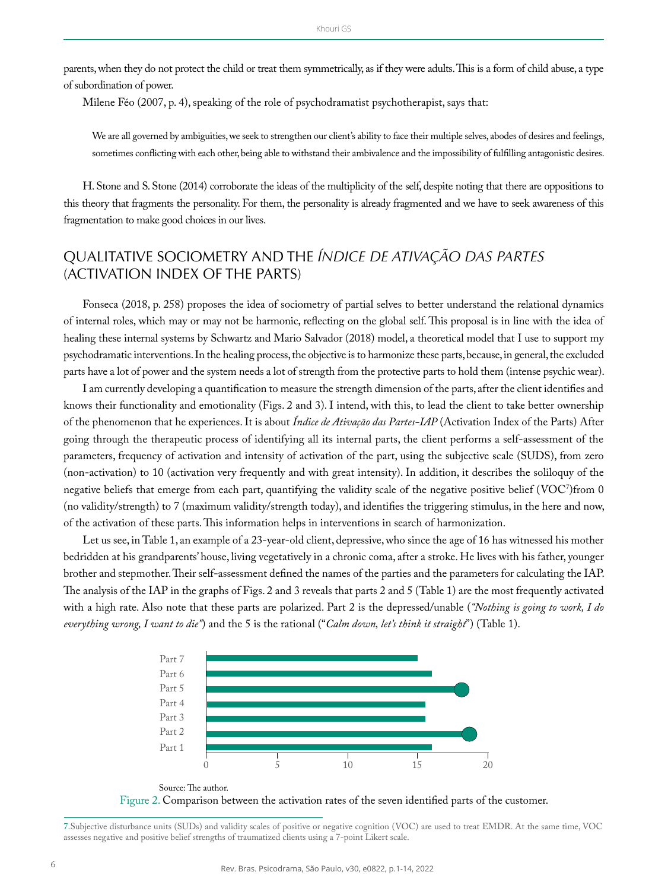parents, when they do not protect the child or treat them symmetrically, as if they were adults. This is a form of child abuse, a type of subordination of power.

Milene Féo (2007, p. 4), speaking of the role of psychodramatist psychotherapist, says that:

> We are all governed by ambiguities, we seek to strengthen our client's ability to face their multiple selves, abodes of desires and feelings, sometimes conflicting with each other, being able to withstand their ambivalence and the impossibility of fulfilling antagonistic desires.

H. Stone and S. Stone (2014) corroborate the ideas of the multiplicity of the self, despite noting that there are oppositions to this theory that fragments the personality. For them, the personality is already fragmented and we have to seek awareness of this fragmentation to make good choices in our lives.

## QUALITATIVE SOCIOMETRY AND THE *ÍNDICE DE ATIVAÇÃO DAS PARTES* (ACTIVATION INDEX OF THE PARTS)

Fonseca (2018, p. 258) proposes the idea of sociometry of partial selves to better understand the relational dynamics of internal roles, which may or may not be harmonic, reflecting on the global self. This proposal is in line with the idea of healing these internal systems by Schwartz and Mario Salvador (2018) model, a theoretical model that I use to support my psychodramatic interventions. In the healing process, the objective is to harmonize these parts, because, in general, the excluded parts have a lot of power and the system needs a lot of strength from the protective parts to hold them (intense psychic wear).

I am currently developing a quantification to measure the strength dimension of the parts, after the client identifies and knows their functionality and emotionality (Figs. 2 and 3). I intend, with this, to lead the client to take better ownership of the phenomenon that he experiences. It is about *Índice de Ativação das Partes-IAP* (Activation Index of the Parts) After going through the therapeutic process of identifying all its internal parts, the client performs a self-assessment of the parameters, frequency of activation and intensity of activation of the part, using the subjective scale (SUDS), from zero (non-activation) to 10 (activation very frequently and with great intensity). In addition, it describes the soliloquy of the negative beliefs that emerge from each part, quantifying the validity scale of the negative positive belief (VOC[7])from 0 (no validity/strength) to 7 (maximum validity/strength today), and identifies the triggering stimulus, in the here and now, of the activation of these parts. This information helps in interventions in search of harmonization.

Let us see, in Table 1, an example of a 23-year-old client, depressive, who since the age of 16 has witnessed his mother bedridden at his grandparents' house, living vegetatively in a chronic coma, after a stroke. He lives with his father, younger brother and stepmother. Their self-assessment defined the names of the parties and the parameters for calculating the IAP. The analysis of the IAP in the graphs of Figs. 2 and 3 reveals that parts 2 and 5 (Table 1) are the most frequently activated with a high rate. Also note that these parts are polarized. Part 2 is the depressed/unable (*"Nothing is going to work, I do everything wrong, I want to die"*) and the 5 is the rational ("*Calm down, let's think it straight*") (Table 1).

Source: The author.

Figure 2. Comparison between the activation rates of the seven identified parts of the customer.

7.Subjective disturbance units (SUDs) and validity scales of positive or negative cognition (VOC) are used to treat EMDR. At the same time, VOC assesses negative and positive belief strengths of traumatized clients using a 7-point Likert scale.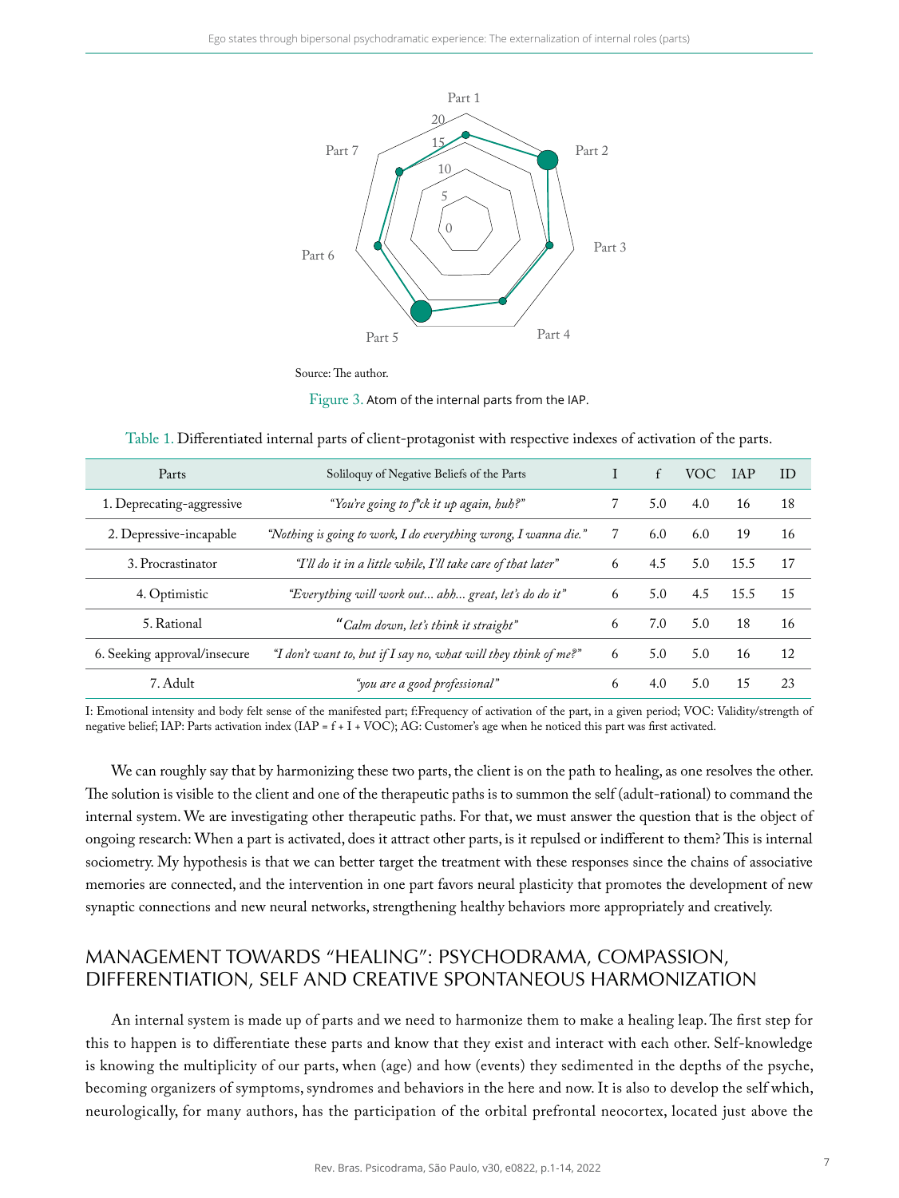Source: The author.

Figure 3. Atom of the internal parts from the IAP.

Table 1. Differentiated internal parts of client-protagonist with respective indexes of activation of the parts.

| Parts | Soliloquy of Negative Beliefs of the Parts | I | f | VOC | IAP | ID |
|---|---|---|---|---|---|---|
| 1. Deprecating-aggressive | *"You're going to f\*ck it up again, huh?"* | 7 | 5.0 | 4.0 | 16 | 18 |
| 2. Depressive-incapable | *"Nothing is going to work, I do everything wrong, I wanna die."* | 7 | 6.0 | 6.0 | 19 | 16 |
| 3. Procrastinator | *"I'll do it in a little while, I'll take care of that later"* | 6 | 4.5 | 5.0 | 15.5 | 17 |
| 4. Optimistic | *"Everything will work out... ahh... great, let's do do it"* | 6 | 5.0 | 4.5 | 15.5 | 15 |
| 5. Rational | *"Calm down, let's think it straight"* | 6 | 7.0 | 5.0 | 18 | 16 |
| 6. Seeking approval/insecure | *"I don't want to, but if I say no, what will they think of me?"* | 6 | 5.0 | 5.0 | 16 | 12 |
| 7. Adult | *"you are a good professional"* | 6 | 4.0 | 5.0 | 15 | 23 |

I: Emotional intensity and body felt sense of the manifested part; f:Frequency of activation of the part, in a given period; VOC: Validity/strength of negative belief; IAP: Parts activation index (IAP = f + I + VOC); AG: Customer's age when he noticed this part was first activated.

We can roughly say that by harmonizing these two parts, the client is on the path to healing, as one resolves the other. The solution is visible to the client and one of the therapeutic paths is to summon the self (adult-rational) to command the internal system. We are investigating other therapeutic paths. For that, we must answer the question that is the object of ongoing research: When a part is activated, does it attract other parts, is it repulsed or indifferent to them? This is internal sociometry. My hypothesis is that we can better target the treatment with these responses since the chains of associative memories are connected, and the intervention in one part favors neural plasticity that promotes the development of new synaptic connections and new neural networks, strengthening healthy behaviors more appropriately and creatively.

## MANAGEMENT TOWARDS "HEALING": PSYCHODRAMA, COMPASSION, DIFFERENTIATION, SELF AND CREATIVE SPONTANEOUS HARMONIZATION

An internal system is made up of parts and we need to harmonize them to make a healing leap. The first step for this to happen is to differentiate these parts and know that they exist and interact with each other. Self-knowledge is knowing the multiplicity of our parts, when (age) and how (events) they sedimented in the depths of the psyche, becoming organizers of symptoms, syndromes and behaviors in the here and now. It is also to develop the self which, neurologically, for many authors, has the participation of the orbital prefrontal neocortex, located just above the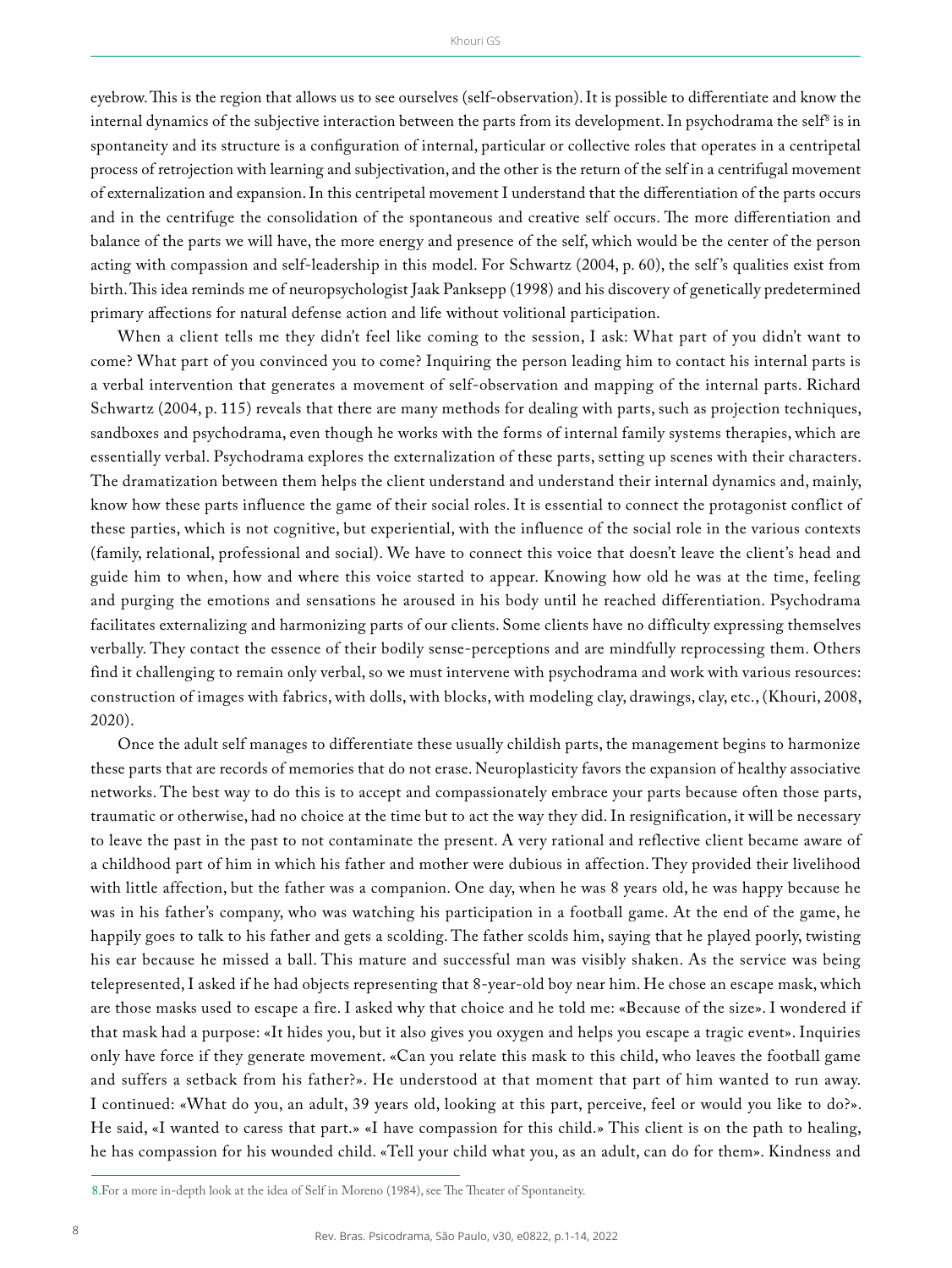eyebrow. This is the region that allows us to see ourselves (self-observation). It is possible to differentiate and know the internal dynamics of the subjective interaction between the parts from its development. In psychodrama the self[8] is in spontaneity and its structure is a configuration of internal, particular or collective roles that operates in a centripetal process of retrojection with learning and subjectivation, and the other is the return of the self in a centrifugal movement of externalization and expansion. In this centripetal movement I understand that the differentiation of the parts occurs and in the centrifuge the consolidation of the spontaneous and creative self occurs. The more differentiation and balance of the parts we will have, the more energy and presence of the self, which would be the center of the person acting with compassion and self-leadership in this model. For Schwartz (2004, p. 60), the self's qualities exist from birth. This idea reminds me of neuropsychologist Jaak Panksepp (1998) and his discovery of genetically predetermined primary affections for natural defense action and life without volitional participation.

When a client tells me they didn't feel like coming to the session, I ask: What part of you didn't want to come? What part of you convinced you to come? Inquiring the person leading him to contact his internal parts is a verbal intervention that generates a movement of self-observation and mapping of the internal parts. Richard Schwartz (2004, p. 115) reveals that there are many methods for dealing with parts, such as projection techniques, sandboxes and psychodrama, even though he works with the forms of internal family systems therapies, which are essentially verbal. Psychodrama explores the externalization of these parts, setting up scenes with their characters. The dramatization between them helps the client understand and understand their internal dynamics and, mainly, know how these parts influence the game of their social roles. It is essential to connect the protagonist conflict of these parties, which is not cognitive, but experiential, with the influence of the social role in the various contexts (family, relational, professional and social). We have to connect this voice that doesn't leave the client's head and guide him to when, how and where this voice started to appear. Knowing how old he was at the time, feeling and purging the emotions and sensations he aroused in his body until he reached differentiation. Psychodrama facilitates externalizing and harmonizing parts of our clients. Some clients have no difficulty expressing themselves verbally. They contact the essence of their bodily sense-perceptions and are mindfully reprocessing them. Others find it challenging to remain only verbal, so we must intervene with psychodrama and work with various resources: construction of images with fabrics, with dolls, with blocks, with modeling clay, drawings, clay, etc., (Khouri, 2008, 2020).

Once the adult self manages to differentiate these usually childish parts, the management begins to harmonize these parts that are records of memories that do not erase. Neuroplasticity favors the expansion of healthy associative networks. The best way to do this is to accept and compassionately embrace your parts because often those parts, traumatic or otherwise, had no choice at the time but to act the way they did. In resignification, it will be necessary to leave the past in the past to not contaminate the present. A very rational and reflective client became aware of a childhood part of him in which his father and mother were dubious in affection. They provided their livelihood with little affection, but the father was a companion. One day, when he was 8 years old, he was happy because he was in his father's company, who was watching his participation in a football game. At the end of the game, he happily goes to talk to his father and gets a scolding. The father scolds him, saying that he played poorly, twisting his ear because he missed a ball. This mature and successful man was visibly shaken. As the service was being telepresented, I asked if he had objects representing that 8-year-old boy near him. He chose an escape mask, which are those masks used to escape a fire. I asked why that choice and he told me: «Because of the size». I wondered if that mask had a purpose: «It hides you, but it also gives you oxygen and helps you escape a tragic event». Inquiries only have force if they generate movement. «Can you relate this mask to this child, who leaves the football game and suffers a setback from his father?». He understood at that moment that part of him wanted to run away. I continued: «What do you, an adult, 39 years old, looking at this part, perceive, feel or would you like to do?». He said, «I wanted to caress that part.» «I have compassion for this child.» This client is on the path to healing, he has compassion for his wounded child. «Tell your child what you, as an adult, can do for them». Kindness and

8. For a more in-depth look at the idea of Self in Moreno (1984), see The Theater of Spontaneity.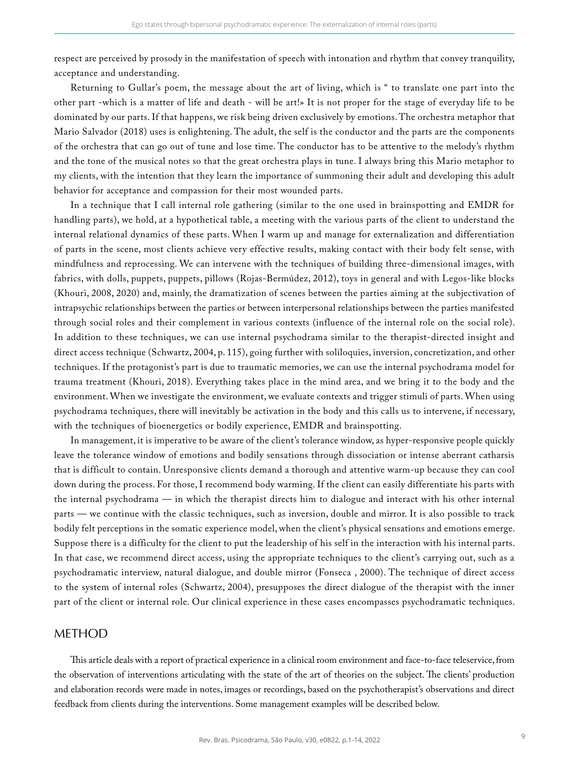respect are perceived by prosody in the manifestation of speech with intonation and rhythm that convey tranquility, acceptance and understanding.

Returning to Gullar's poem, the message about the art of living, which is " to translate one part into the other part -which is a matter of life and death - will be art!» It is not proper for the stage of everyday life to be dominated by our parts. If that happens, we risk being driven exclusively by emotions. The orchestra metaphor that Mario Salvador (2018) uses is enlightening. The adult, the self is the conductor and the parts are the components of the orchestra that can go out of tune and lose time. The conductor has to be attentive to the melody's rhythm and the tone of the musical notes so that the great orchestra plays in tune. I always bring this Mario metaphor to my clients, with the intention that they learn the importance of summoning their adult and developing this adult behavior for acceptance and compassion for their most wounded parts.

In a technique that I call internal role gathering (similar to the one used in brainspotting and EMDR for handling parts), we hold, at a hypothetical table, a meeting with the various parts of the client to understand the internal relational dynamics of these parts. When I warm up and manage for externalization and differentiation of parts in the scene, most clients achieve very effective results, making contact with their body felt sense, with mindfulness and reprocessing. We can intervene with the techniques of building three-dimensional images, with fabrics, with dolls, puppets, puppets, pillows (Rojas-Bermúdez, 2012), toys in general and with Legos-like blocks (Khouri, 2008, 2020) and, mainly, the dramatization of scenes between the parties aiming at the subjectivation of intrapsychic relationships between the parties or between interpersonal relationships between the parties manifested through social roles and their complement in various contexts (influence of the internal role on the social role). In addition to these techniques, we can use internal psychodrama similar to the therapist-directed insight and direct access technique (Schwartz, 2004, p. 115), going further with soliloquies, inversion, concretization, and other techniques. If the protagonist's part is due to traumatic memories, we can use the internal psychodrama model for trauma treatment (Khouri, 2018). Everything takes place in the mind area, and we bring it to the body and the environment. When we investigate the environment, we evaluate contexts and trigger stimuli of parts. When using psychodrama techniques, there will inevitably be activation in the body and this calls us to intervene, if necessary, with the techniques of bioenergetics or bodily experience, EMDR and brainspotting.

In management, it is imperative to be aware of the client's tolerance window, as hyper-responsive people quickly leave the tolerance window of emotions and bodily sensations through dissociation or intense aberrant catharsis that is difficult to contain. Unresponsive clients demand a thorough and attentive warm-up because they can cool down during the process. For those, I recommend body warming. If the client can easily differentiate his parts with the internal psychodrama — in which the therapist directs him to dialogue and interact with his other internal parts — we continue with the classic techniques, such as inversion, double and mirror. It is also possible to track bodily felt perceptions in the somatic experience model, when the client's physical sensations and emotions emerge. Suppose there is a difficulty for the client to put the leadership of his self in the interaction with his internal parts. In that case, we recommend direct access, using the appropriate techniques to the client's carrying out, such as a psychodramatic interview, natural dialogue, and double mirror (Fonseca , 2000). The technique of direct access to the system of internal roles (Schwartz, 2004), presupposes the direct dialogue of the therapist with the inner part of the client or internal role. Our clinical experience in these cases encompasses psychodramatic techniques.

## METHOD

This article deals with a report of practical experience in a clinical room environment and face-to-face teleservice, from the observation of interventions articulating with the state of the art of theories on the subject. The clients' production and elaboration records were made in notes, images or recordings, based on the psychotherapist's observations and direct feedback from clients during the interventions. Some management examples will be described below.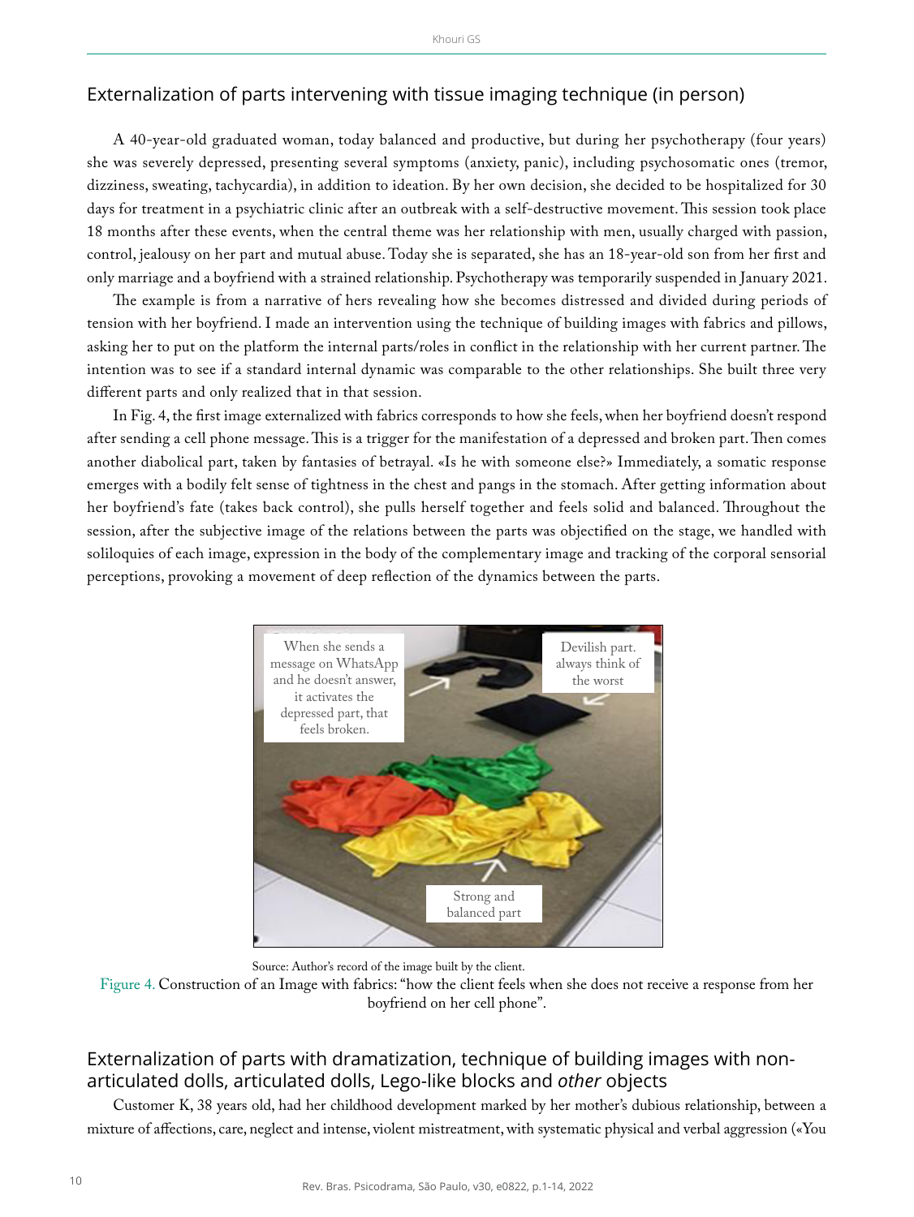## Externalization of parts intervening with tissue imaging technique (in person)

A 40-year-old graduated woman, today balanced and productive, but during her psychotherapy (four years) she was severely depressed, presenting several symptoms (anxiety, panic), including psychosomatic ones (tremor, dizziness, sweating, tachycardia), in addition to ideation. By her own decision, she decided to be hospitalized for 30 days for treatment in a psychiatric clinic after an outbreak with a self-destructive movement. This session took place 18 months after these events, when the central theme was her relationship with men, usually charged with passion, control, jealousy on her part and mutual abuse. Today she is separated, she has an 18-year-old son from her first and only marriage and a boyfriend with a strained relationship. Psychotherapy was temporarily suspended in January 2021.

The example is from a narrative of hers revealing how she becomes distressed and divided during periods of tension with her boyfriend. I made an intervention using the technique of building images with fabrics and pillows, asking her to put on the platform the internal parts/roles in conflict in the relationship with her current partner. The intention was to see if a standard internal dynamic was comparable to the other relationships. She built three very different parts and only realized that in that session.

In Fig. 4, the first image externalized with fabrics corresponds to how she feels, when her boyfriend doesn't respond after sending a cell phone message. This is a trigger for the manifestation of a depressed and broken part. Then comes another diabolical part, taken by fantasies of betrayal. «Is he with someone else?» Immediately, a somatic response emerges with a bodily felt sense of tightness in the chest and pangs in the stomach. After getting information about her boyfriend's fate (takes back control), she pulls herself together and feels solid and balanced. Throughout the session, after the subjective image of the relations between the parts was objectified on the stage, we handled with soliloquies of each image, expression in the body of the complementary image and tracking of the corporal sensorial perceptions, provoking a movement of deep reflection of the dynamics between the parts.

When she sends a message on WhatsApp and he doesn't answer, it activates the depressed part, that feels broken.

Devilish part. always think of the worst

Strong and balanced part

Source: Author's record of the image built by the client.

Figure 4. Construction of an Image with fabrics: "how the client feels when she does not receive a response from her boyfriend on her cell phone".

## Externalization of parts with dramatization, technique of building images with non-articulated dolls, articulated dolls, Lego-like blocks and *other* objects

Customer K, 38 years old, had her childhood development marked by her mother's dubious relationship, between a mixture of affections, care, neglect and intense, violent mistreatment, with systematic physical and verbal aggression («You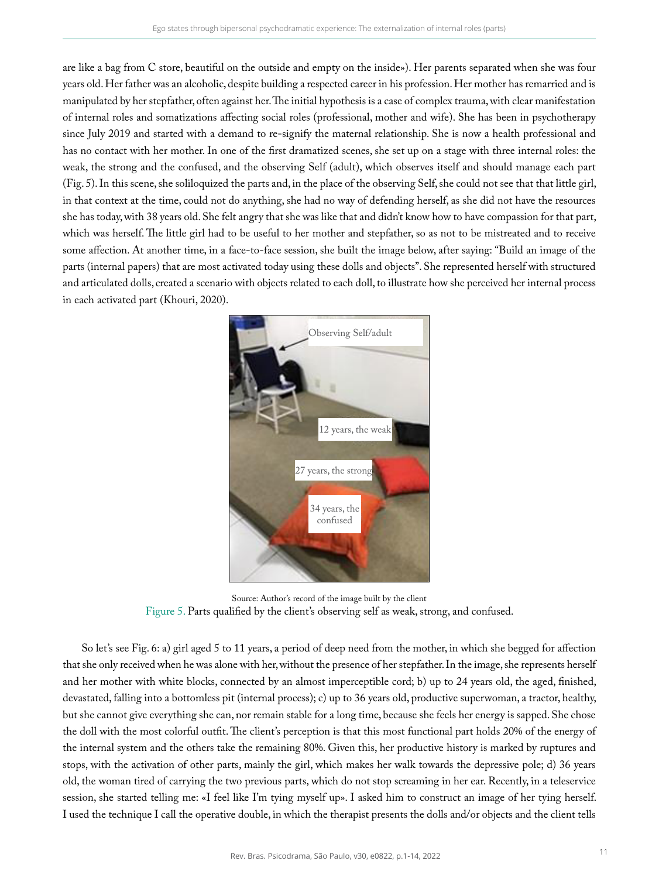are like a bag from C store, beautiful on the outside and empty on the inside»). Her parents separated when she was four years old. Her father was an alcoholic, despite building a respected career in his profession. Her mother has remarried and is manipulated by her stepfather, often against her. The initial hypothesis is a case of complex trauma, with clear manifestation of internal roles and somatizations affecting social roles (professional, mother and wife). She has been in psychotherapy since July 2019 and started with a demand to re-signify the maternal relationship. She is now a health professional and has no contact with her mother. In one of the first dramatized scenes, she set up on a stage with three internal roles: the weak, the strong and the confused, and the observing Self (adult), which observes itself and should manage each part (Fig. 5). In this scene, she soliloquized the parts and, in the place of the observing Self, she could not see that that little girl, in that context at the time, could not do anything, she had no way of defending herself, as she did not have the resources she has today, with 38 years old. She felt angry that she was like that and didn't know how to have compassion for that part, which was herself. The little girl had to be useful to her mother and stepfather, so as not to be mistreated and to receive some affection. At another time, in a face-to-face session, she built the image below, after saying: "Build an image of the parts (internal papers) that are most activated today using these dolls and objects". She represented herself with structured and articulated dolls, created a scenario with objects related to each doll, to illustrate how she perceived her internal process in each activated part (Khouri, 2020).

Source: Author's record of the image built by the client

Figure 5. Parts qualified by the client's observing self as weak, strong, and confused.

So let's see Fig. 6: a) girl aged 5 to 11 years, a period of deep need from the mother, in which she begged for affection that she only received when he was alone with her, without the presence of her stepfather. In the image, she represents herself and her mother with white blocks, connected by an almost imperceptible cord; b) up to 24 years old, the aged, finished, devastated, falling into a bottomless pit (internal process); c) up to 36 years old, productive superwoman, a tractor, healthy, but she cannot give everything she can, nor remain stable for a long time, because she feels her energy is sapped. She chose the doll with the most colorful outfit. The client's perception is that this most functional part holds 20% of the energy of the internal system and the others take the remaining 80%. Given this, her productive history is marked by ruptures and stops, with the activation of other parts, mainly the girl, which makes her walk towards the depressive pole; d) 36 years old, the woman tired of carrying the two previous parts, which do not stop screaming in her ear. Recently, in a teleservice session, she started telling me: «I feel like I'm tying myself up». I asked him to construct an image of her tying herself. I used the technique I call the operative double, in which the therapist presents the dolls and/or objects and the client tells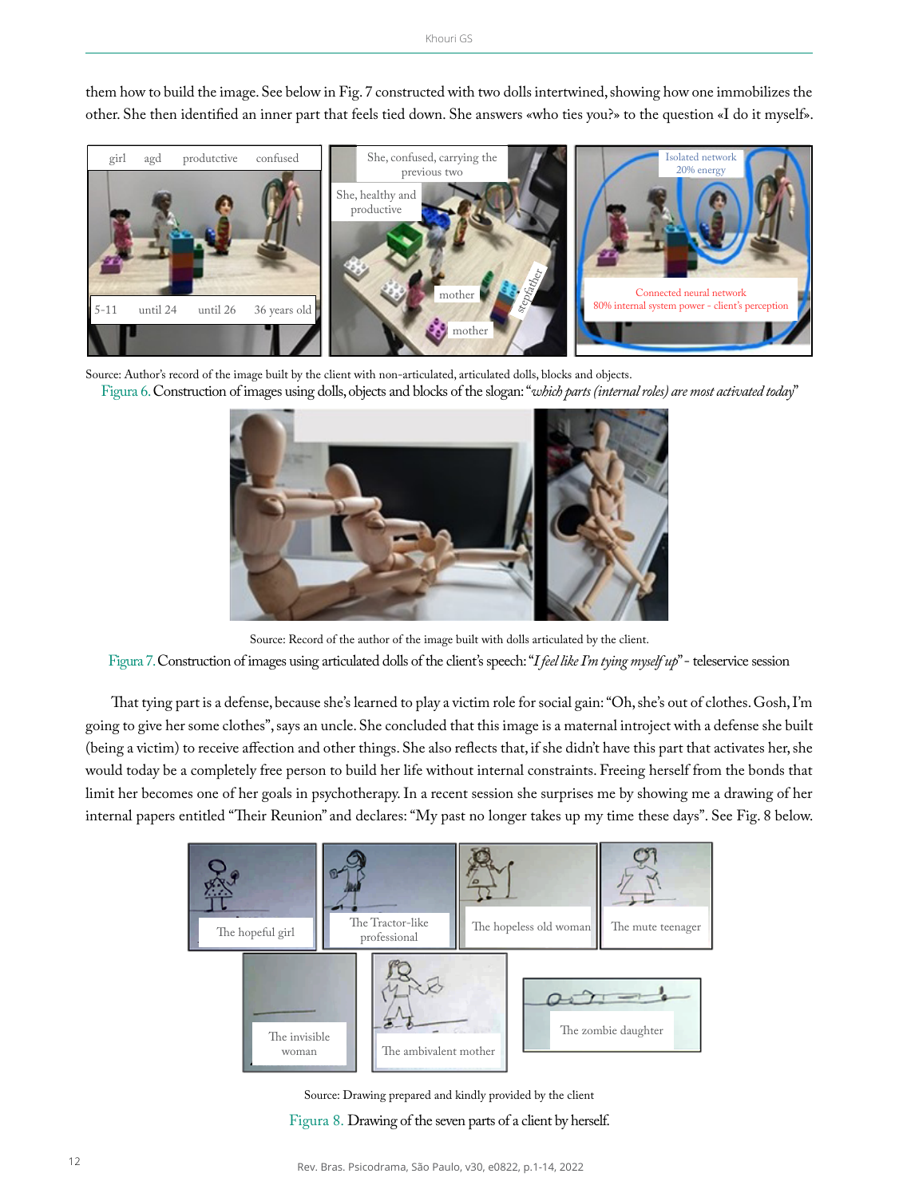them how to build the image. See below in Fig. 7 constructed with two dolls intertwined, showing how one immobilizes the other. She then identified an inner part that feels tied down. She answers «who ties you?» to the question «I do it myself».

Source: Author's record of the image built by the client with non-articulated, articulated dolls, blocks and objects.

Figura 6. Construction of images using dolls, objects and blocks of the slogan: "*which parts (internal roles) are most activated today*"

Source: Record of the author of the image built with dolls articulated by the client.

Figura 7. Construction of images using articulated dolls of the client's speech: "*I feel like I'm tying myself up*" - teleservice session

That tying part is a defense, because she's learned to play a victim role for social gain: "Oh, she's out of clothes. Gosh, I'm going to give her some clothes", says an uncle. She concluded that this image is a maternal introject with a defense she built (being a victim) to receive affection and other things. She also reflects that, if she didn't have this part that activates her, she would today be a completely free person to build her life without internal constraints. Freeing herself from the bonds that limit her becomes one of her goals in psychotherapy. In a recent session she surprises me by showing me a drawing of her internal papers entitled "Their Reunion" and declares: "My past no longer takes up my time these days". See Fig. 8 below.

Source: Drawing prepared and kindly provided by the client

Figura 8. Drawing of the seven parts of a client by herself.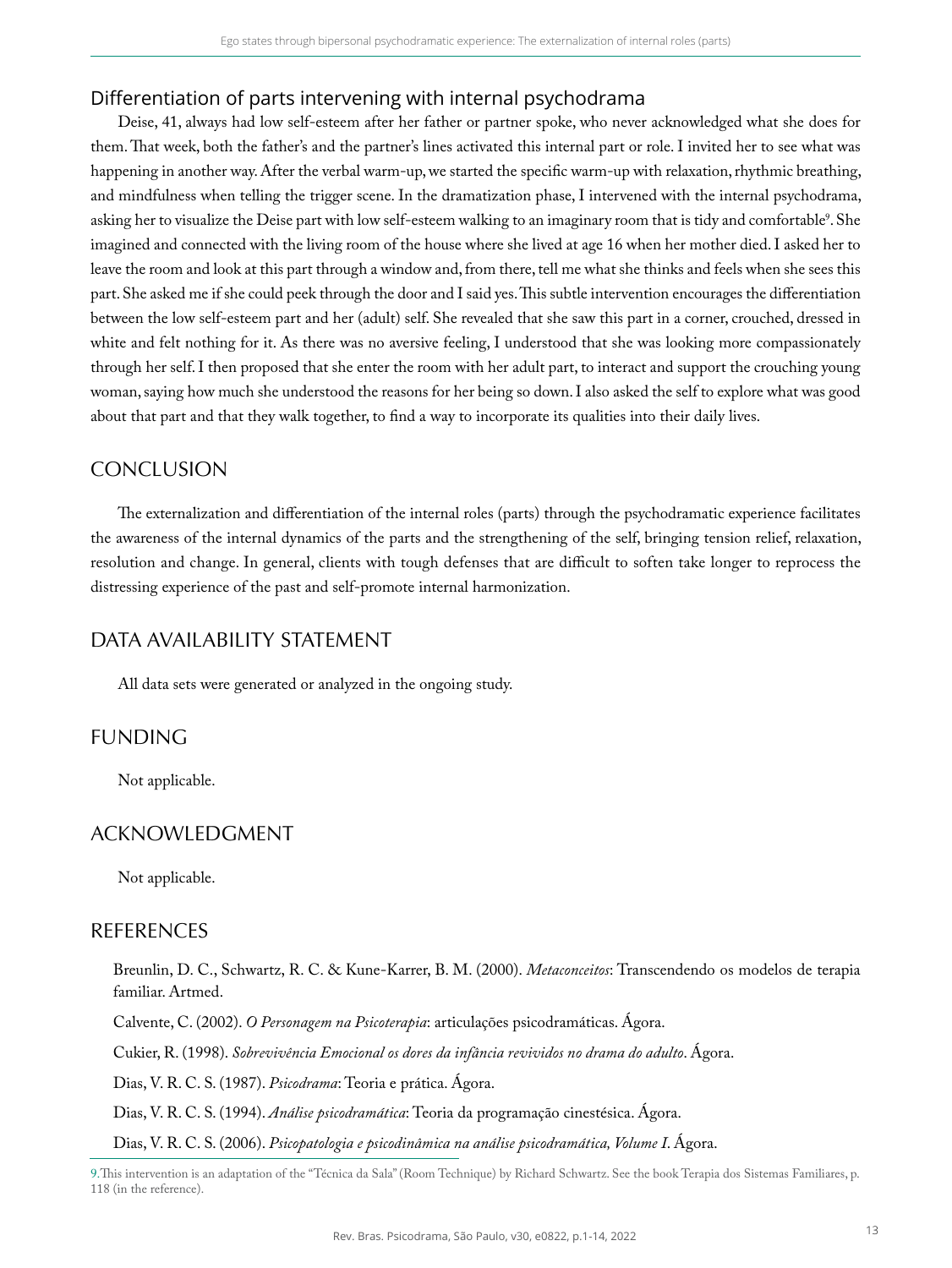## Differentiation of parts intervening with internal psychodrama

Deise, 41, always had low self-esteem after her father or partner spoke, who never acknowledged what she does for them. That week, both the father's and the partner's lines activated this internal part or role. I invited her to see what was happening in another way. After the verbal warm-up, we started the specific warm-up with relaxation, rhythmic breathing, and mindfulness when telling the trigger scene. In the dramatization phase, I intervened with the internal psychodrama, asking her to visualize the Deise part with low self-esteem walking to an imaginary room that is tidy and comfortable[9]. She imagined and connected with the living room of the house where she lived at age 16 when her mother died. I asked her to leave the room and look at this part through a window and, from there, tell me what she thinks and feels when she sees this part. She asked me if she could peek through the door and I said yes. This subtle intervention encourages the differentiation between the low self-esteem part and her (adult) self. She revealed that she saw this part in a corner, crouched, dressed in white and felt nothing for it. As there was no aversive feeling, I understood that she was looking more compassionately through her self. I then proposed that she enter the room with her adult part, to interact and support the crouching young woman, saying how much she understood the reasons for her being so down. I also asked the self to explore what was good about that part and that they walk together, to find a way to incorporate its qualities into their daily lives.

## CONCLUSION

The externalization and differentiation of the internal roles (parts) through the psychodramatic experience facilitates the awareness of the internal dynamics of the parts and the strengthening of the self, bringing tension relief, relaxation, resolution and change. In general, clients with tough defenses that are difficult to soften take longer to reprocess the distressing experience of the past and self-promote internal harmonization.

## DATA AVAILABILITY STATEMENT

All data sets were generated or analyzed in the ongoing study.

## FUNDING

Not applicable.

## ACKNOWLEDGMENT

Not applicable.

## REFERENCES

Breunlin, D. C., Schwartz, R. C. & Kune-Karrer, B. M. (2000). *Metaconceitos*: Transcendendo os modelos de terapia familiar. Artmed.

Calvente, C. (2002). *O Personagem na Psicoterapia*: articulações psicodramáticas. Ágora.

Cukier, R. (1998). *Sobrevivência Emocional os dores da infância revividos no drama do adulto*. Ágora.

Dias, V. R. C. S. (1987). *Psicodrama*: Teoria e prática. Ágora.

Dias, V. R. C. S. (1994). *Análise psicodramática*: Teoria da programação cinestésica. Ágora.

Dias, V. R. C. S. (2006). *Psicopatologia e psicodinâmica na análise psicodramática, Volume I*. Ágora.

9. This intervention is an adaptation of the "Técnica da Sala" (Room Technique) by Richard Schwartz. See the book Terapia dos Sistemas Familiares, p. 118 (in the reference).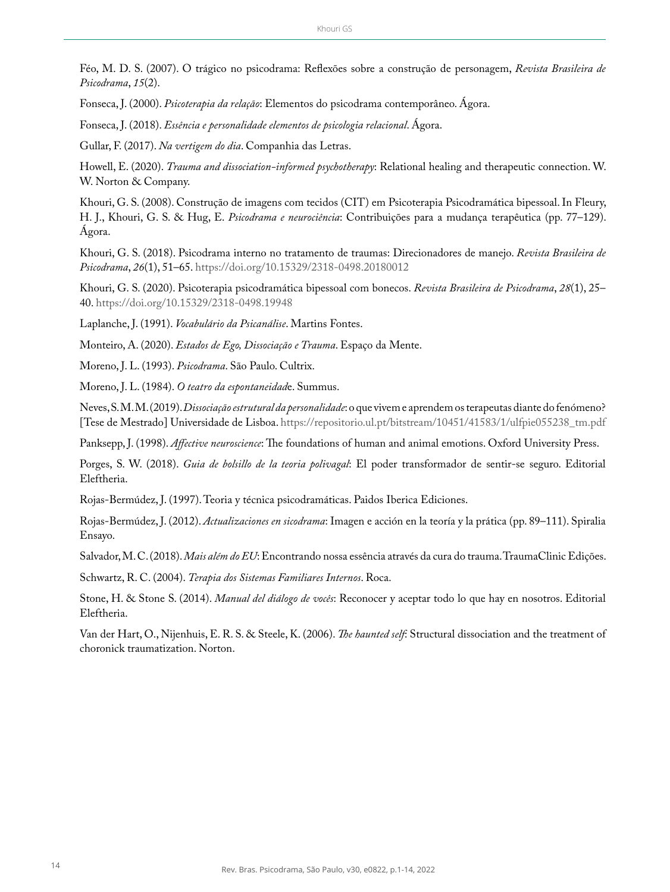Féo, M. D. S. (2007). O trágico no psicodrama: Reflexões sobre a construção de personagem, *Revista Brasileira de Psicodrama*, *15*(2).

Fonseca, J. (2000). *Psicoterapia da relação*: Elementos do psicodrama contemporâneo. Ágora.

Fonseca, J. (2018). *Essência e personalidade elementos de psicologia relacional*. Ágora.

Gullar, F. (2017). *Na vertigem do dia*. Companhia das Letras.

Howell, E. (2020). *Trauma and dissociation-informed psychotherapy*: Relational healing and therapeutic connection. W. W. Norton & Company.

Khouri, G. S. (2008). Construção de imagens com tecidos (CIT) em Psicoterapia Psicodramática bipessoal. In Fleury, H. J., Khouri, G. S. & Hug, E. *Psicodrama e neurociência*: Contribuições para a mudança terapêutica (pp. 77–129). Ágora.

Khouri, G. S. (2018). Psicodrama interno no tratamento de traumas: Direcionadores de manejo. *Revista Brasileira de Psicodrama*, *26*(1), 51–65. https://doi.org/10.15329/2318-0498.20180012

Khouri, G. S. (2020). Psicoterapia psicodramática bipessoal com bonecos. *Revista Brasileira de Psicodrama*, *28*(1), 25–40. https://doi.org/10.15329/2318-0498.19948

Laplanche, J. (1991). *Vocabulário da Psicanálise*. Martins Fontes.

Monteiro, A. (2020). *Estados de Ego, Dissociação e Trauma*. Espaço da Mente.

Moreno, J. L. (1993). *Psicodrama*. São Paulo. Cultrix.

Moreno, J. L. (1984). *O teatro da espontaneidad*e. Summus.

Neves, S. M. M. (2019). *Dissociação estrutural da personalidade*: o que vivem e aprendem os terapeutas diante do fenómeno? [Tese de Mestrado] Universidade de Lisboa. https://repositorio.ul.pt/bitstream/10451/41583/1/ulfpie055238_tm.pdf

Panksepp, J. (1998). *Affective neuroscience*: The foundations of human and animal emotions. Oxford University Press.

Porges, S. W. (2018). *Guia de bolsillo de la teoria polivagal*: El poder transformador de sentir-se seguro. Editorial Eleftheria.

Rojas-Bermúdez, J. (1997). Teoria y técnica psicodramáticas. Paidos Iberica Ediciones.

Rojas-Bermúdez, J. (2012). *Actualizaciones en sicodrama*: Imagen e acción en la teoría y la prática (pp. 89–111). Spiralia Ensayo.

Salvador, M. C. (2018). *Mais além do EU*: Encontrando nossa essência através da cura do trauma. TraumaClinic Edições.

Schwartz, R. C. (2004). *Terapia dos Sistemas Familiares Internos*. Roca.

Stone, H. & Stone S. (2014). *Manual del diálogo de vocês*: Reconocer y aceptar todo lo que hay en nosotros. Editorial Eleftheria.

Van der Hart, O., Nijenhuis, E. R. S. & Steele, K. (2006). *The haunted self*: Structural dissociation and the treatment of choronick traumatization. Norton.